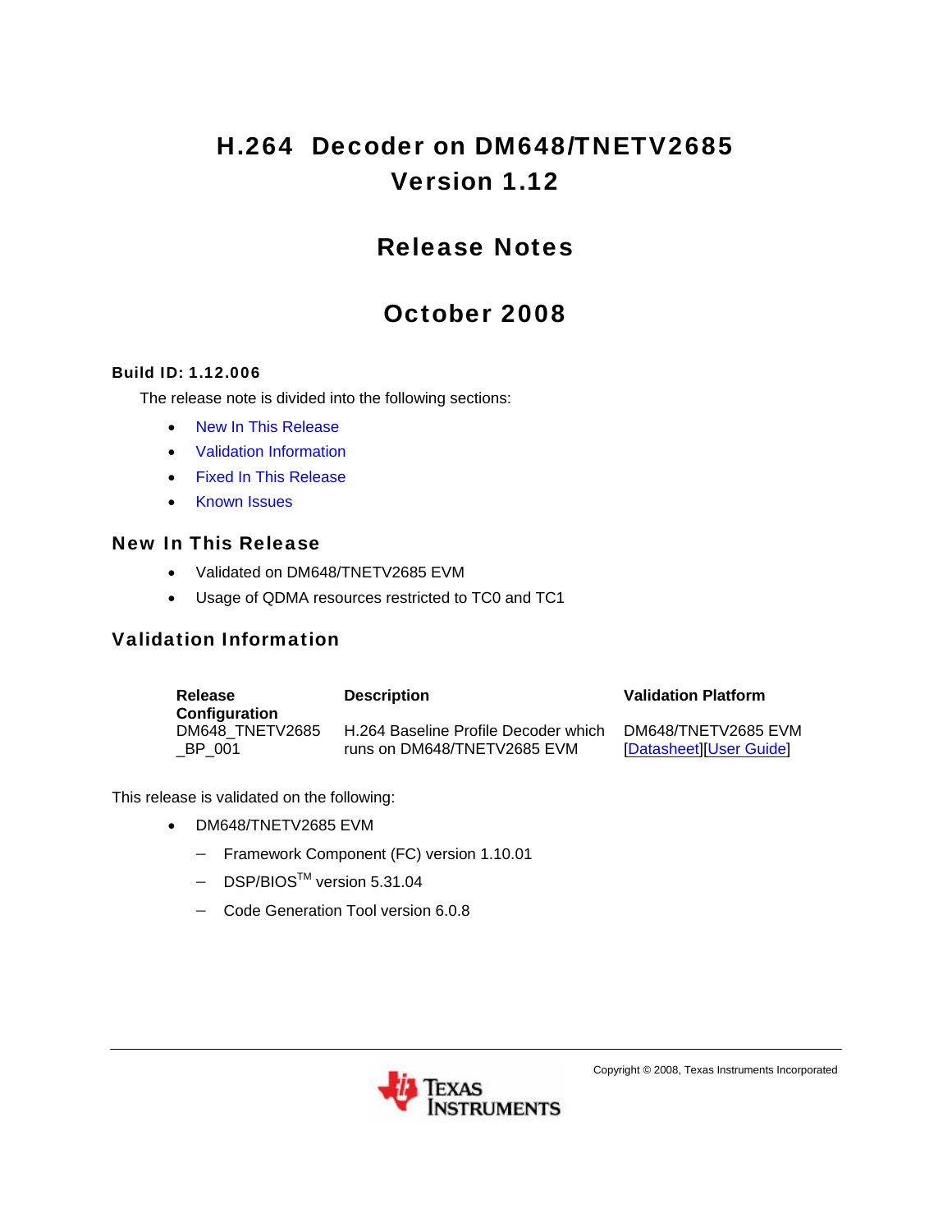# H.264 Decoder on DM648/TNETV2685 Version 1.12

## Release Notes

## October 2008

**Build ID: 1.12.006**

The release note is divided into the following sections:

- New In This Release
- Validation Information
- Fixed In This Release
- Known Issues

## New In This Release

- Validated on DM648/TNETV2685 EVM
- Usage of QDMA resources restricted to TC0 and TC1

## Validation Information

| Release Configuration | Description | Validation Platform |
|---|---|---|
| DM648_TNETV2685_BP_001 | H.264 Baseline Profile Decoder which runs on DM648/TNETV2685 EVM | DM648/TNETV2685 EVM [Datasheet][User Guide] |

This release is validated on the following:

- DM648/TNETV2685 EVM
  - Framework Component (FC) version 1.10.01
  - DSP/BIOS™ version 5.31.04
  - Code Generation Tool version 6.0.8

Copyright © 2008, Texas Instruments Incorporated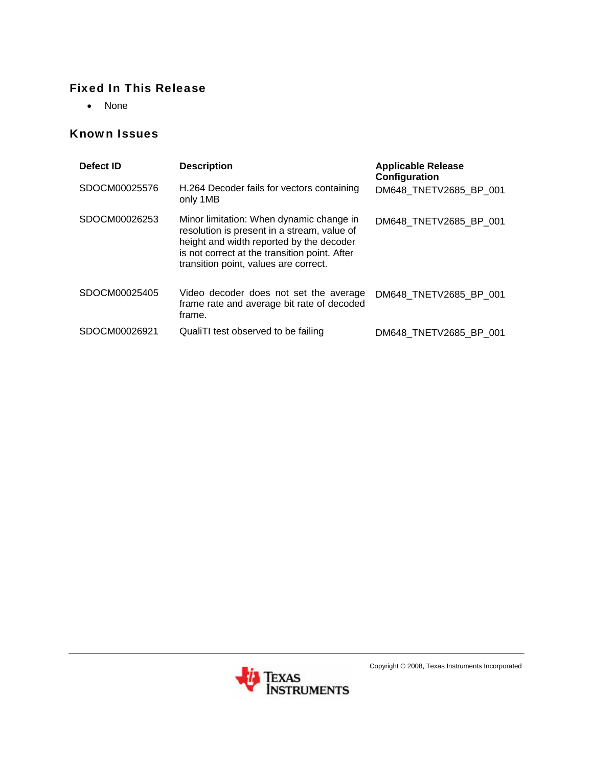## Fixed In This Release

- None

## Known Issues

| Defect ID | Description | Applicable Release Configuration |
| --- | --- | --- |
| SDOCM00025576 | H.264 Decoder fails for vectors containing only 1MB | DM648_TNETV2685_BP_001 |
| SDOCM00026253 | Minor limitation: When dynamic change in resolution is present in a stream, value of height and width reported by the decoder is not correct at the transition point. After transition point, values are correct. | DM648_TNETV2685_BP_001 |
| SDOCM00025405 | Video decoder does not set the average frame rate and average bit rate of decoded frame. | DM648_TNETV2685_BP_001 |
| SDOCM00026921 | QualiTI test observed to be failing | DM648_TNETV2685_BP_001 |

Copyright © 2008, Texas Instruments Incorporated